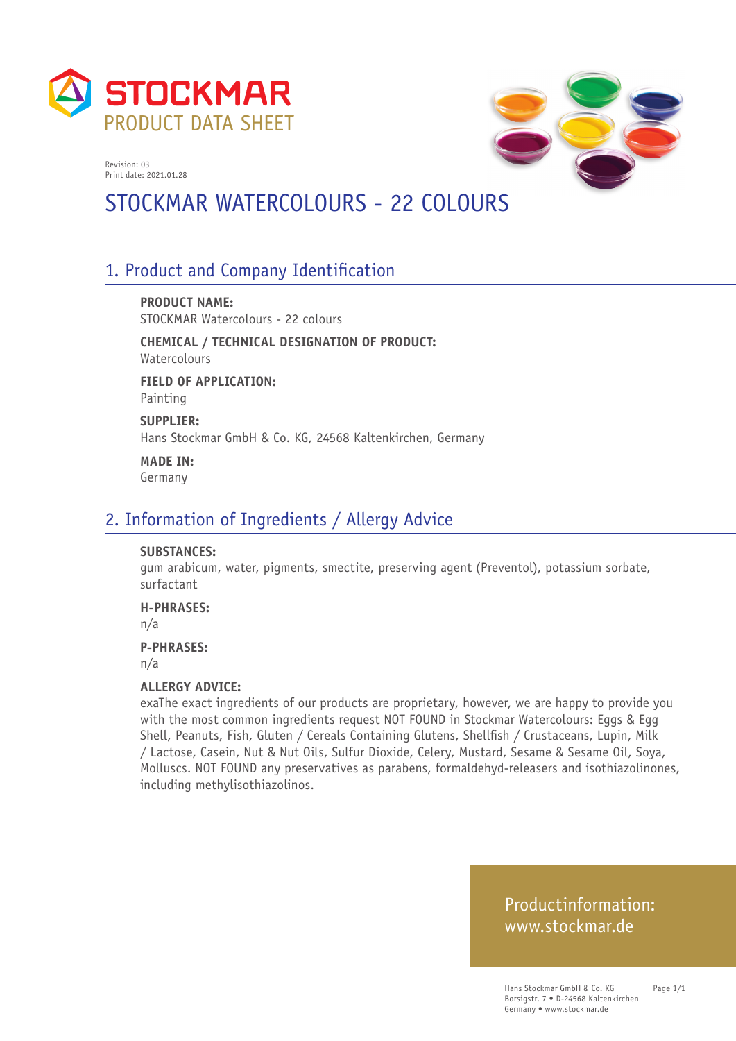STOCKMAR
PRODUCT DATA SHEET

Revision: 03
Print date: 2021.01.28

# STOCKMAR WATERCOLOURS - 22 COLOURS

## 1. Product and Company Identification

**PRODUCT NAME:**
STOCKMAR Watercolours - 22 colours

**CHEMICAL / TECHNICAL DESIGNATION OF PRODUCT:**
Watercolours

**FIELD OF APPLICATION:**
Painting

**SUPPLIER:**
Hans Stockmar GmbH & Co. KG, 24568 Kaltenkirchen, Germany

**MADE IN:**
Germany

## 2. Information of Ingredients / Allergy Advice

**SUBSTANCES:**
gum arabicum, water, pigments, smectite, preserving agent (Preventol), potassium sorbate, surfactant

**H-PHRASES:**
n/a

**P-PHRASES:**
n/a

**ALLERGY ADVICE:**
exaThe exact ingredients of our products are proprietary, however, we are happy to provide you with the most common ingredients request NOT FOUND in Stockmar Watercolours: Eggs & Egg Shell, Peanuts, Fish, Gluten / Cereals Containing Glutens, Shellfish / Crustaceans, Lupin, Milk / Lactose, Casein, Nut & Nut Oils, Sulfur Dioxide, Celery, Mustard, Sesame & Sesame Oil, Soya, Molluscs. NOT FOUND any preservatives as parabens, formaldehyd-releasers and isothiazolinones, including methylisothiazolinos.

Productinformation:
www.stockmar.de

Hans Stockmar GmbH & Co. KG
Borsigstr. 7 • D-24568 Kaltenkirchen
Germany • www.stockmar.de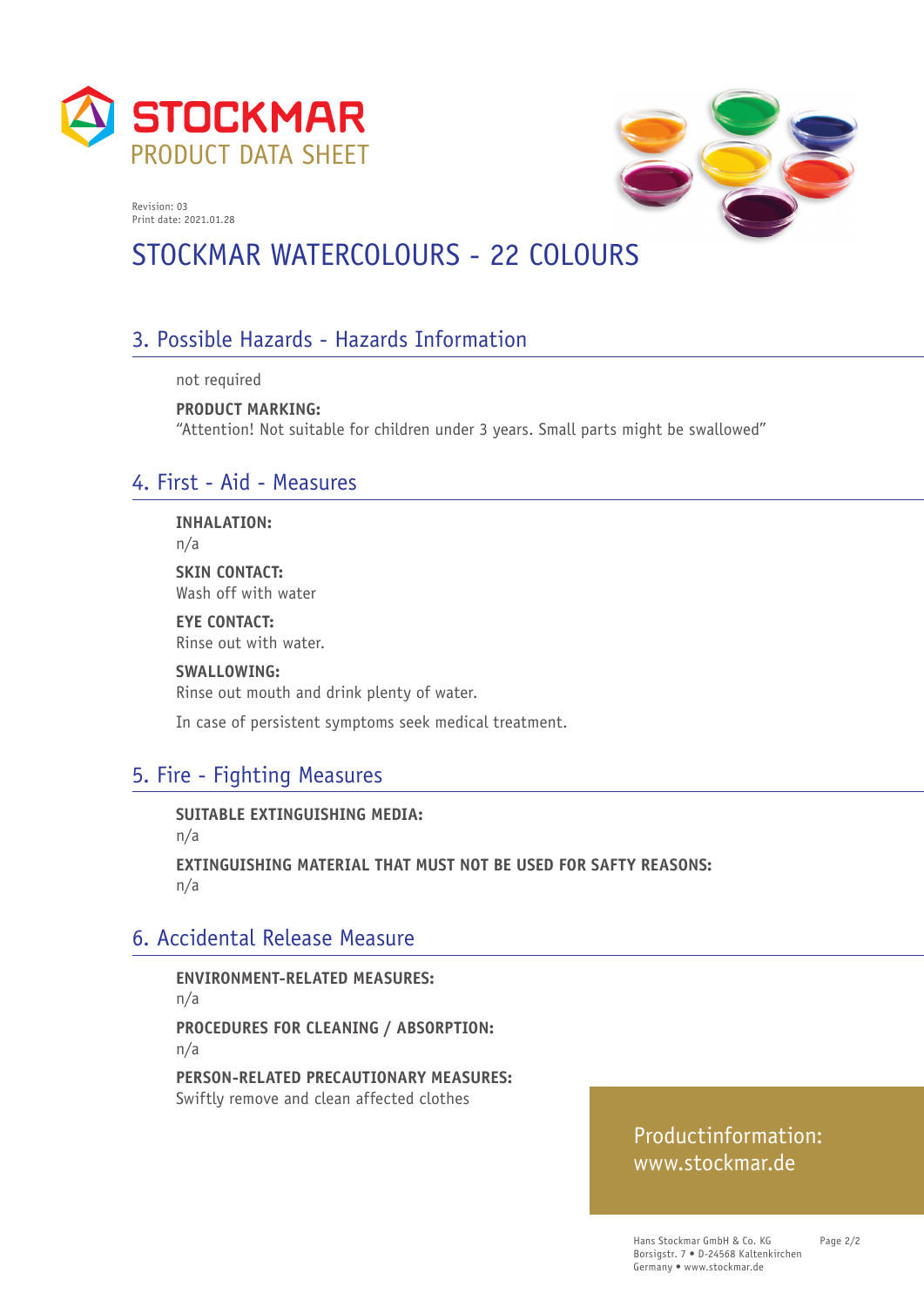# STOCKMAR PRODUCT DATA SHEET

Revision: 03
Print date: 2021.01.28

# STOCKMAR WATERCOLOURS - 22 COLOURS

## 3. Possible Hazards - Hazards Information

not required

**PRODUCT MARKING:**
"Attention! Not suitable for children under 3 years. Small parts might be swallowed"

## 4. First - Aid - Measures

**INHALATION:**
n/a

**SKIN CONTACT:**
Wash off with water

**EYE CONTACT:**
Rinse out with water.

**SWALLOWING:**
Rinse out mouth and drink plenty of water.

In case of persistent symptoms seek medical treatment.

## 5. Fire - Fighting Measures

**SUITABLE EXTINGUISHING MEDIA:**
n/a

**EXTINGUISHING MATERIAL THAT MUST NOT BE USED FOR SAFTY REASONS:**
n/a

## 6. Accidental Release Measure

**ENVIRONMENT-RELATED MEASURES:**
n/a

**PROCEDURES FOR CLEANING / ABSORPTION:**
n/a

**PERSON-RELATED PRECAUTIONARY MEASURES:**
Swiftly remove and clean affected clothes

Productinformation:
www.stockmar.de

Hans Stockmar GmbH & Co. KG
Borsigstr. 7 • D-24568 Kaltenkirchen
Germany • www.stockmar.de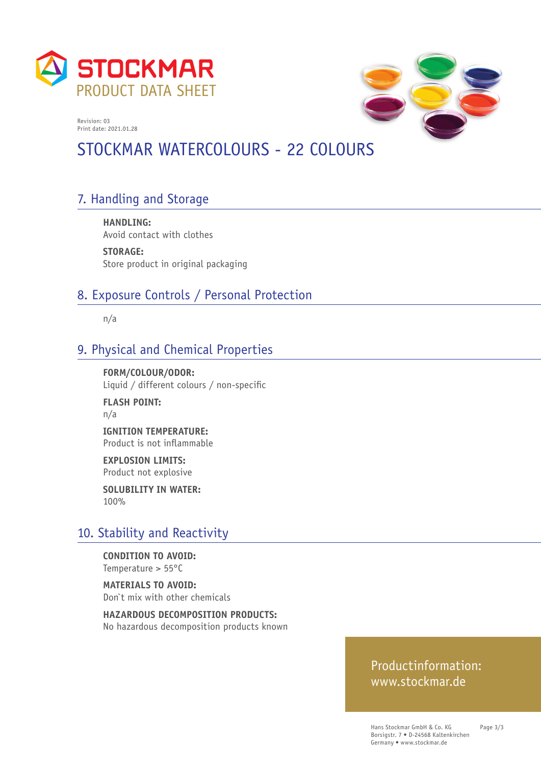STOCKMAR
PRODUCT DATA SHEET

Revision: 03
Print date: 2021.01.28

# STOCKMAR WATERCOLOURS - 22 COLOURS

## 7. Handling and Storage

**HANDLING:**
Avoid contact with clothes

**STORAGE:**
Store product in original packaging

## 8. Exposure Controls / Personal Protection

n/a

## 9. Physical and Chemical Properties

**FORM/COLOUR/ODOR:**
Liquid / different colours / non-specific

**FLASH POINT:**
n/a

**IGNITION TEMPERATURE:**
Product is not inflammable

**EXPLOSION LIMITS:**
Product not explosive

**SOLUBILITY IN WATER:**
100%

## 10. Stability and Reactivity

**CONDITION TO AVOID:**
Temperature > 55°C

**MATERIALS TO AVOID:**
Don`t mix with other chemicals

**HAZARDOUS DECOMPOSITION PRODUCTS:**
No hazardous decomposition products known

Productinformation:
www.stockmar.de

Hans Stockmar GmbH & Co. KG
Borsigstr. 7 • D-24568 Kaltenkirchen
Germany • www.stockmar.de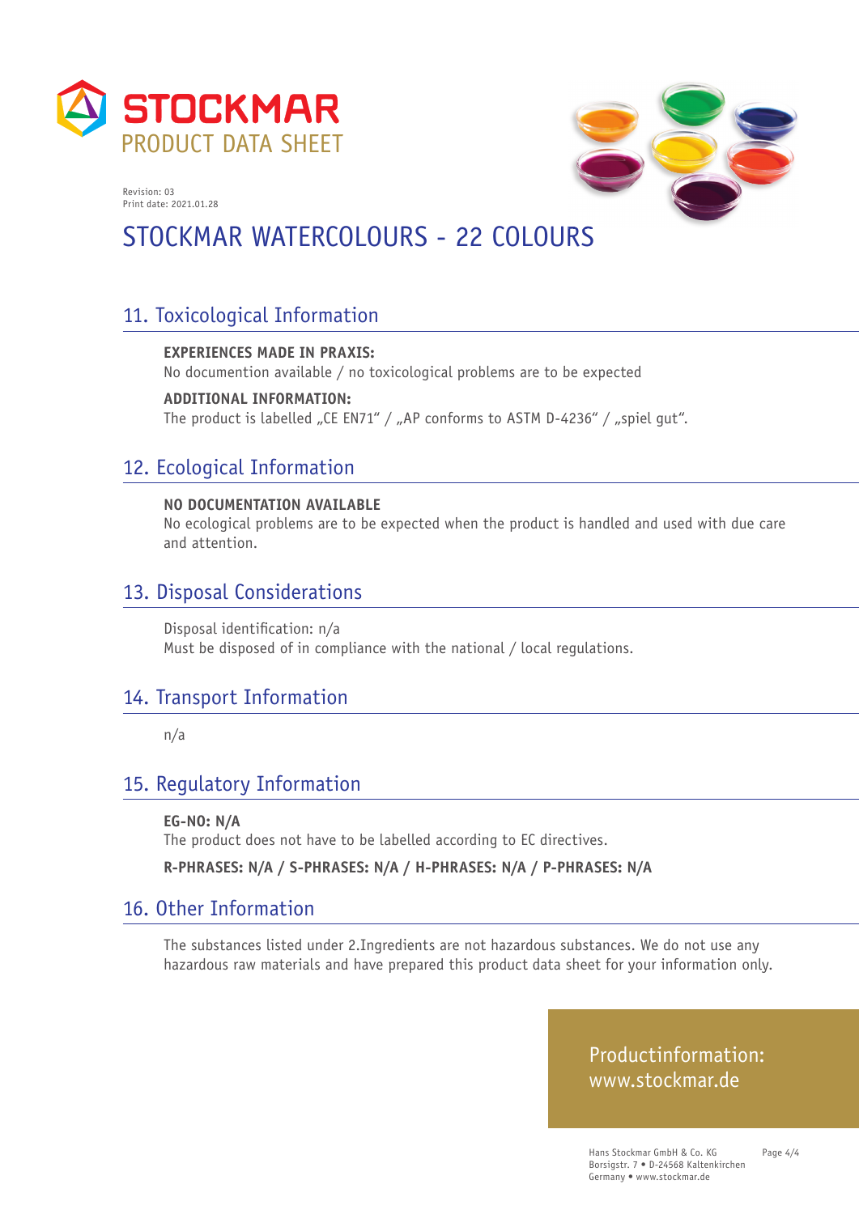STOCKMAR
PRODUCT DATA SHEET

Revision: 03
Print date: 2021.01.28

# STOCKMAR WATERCOLOURS - 22 COLOURS

## 11. Toxicological Information

**EXPERIENCES MADE IN PRAXIS:**
No documention available / no toxicological problems are to be expected

**ADDITIONAL INFORMATION:**
The product is labelled „CE EN71" / „AP conforms to ASTM D-4236" / „spiel gut".

## 12. Ecological Information

**NO DOCUMENTATION AVAILABLE**
No ecological problems are to be expected when the product is handled and used with due care and attention.

## 13. Disposal Considerations

Disposal identification: n/a
Must be disposed of in compliance with the national / local regulations.

## 14. Transport Information

n/a

## 15. Regulatory Information

**EG-NO: N/A**
The product does not have to be labelled according to EC directives.

**R-PHRASES: N/A / S-PHRASES: N/A / H-PHRASES: N/A / P-PHRASES: N/A**

## 16. Other Information

The substances listed under 2.Ingredients are not hazardous substances. We do not use any hazardous raw materials and have prepared this product data sheet for your information only.

Productinformation:
www.stockmar.de

Hans Stockmar GmbH & Co. KG
Borsigstr. 7 • D-24568 Kaltenkirchen
Germany • www.stockmar.de